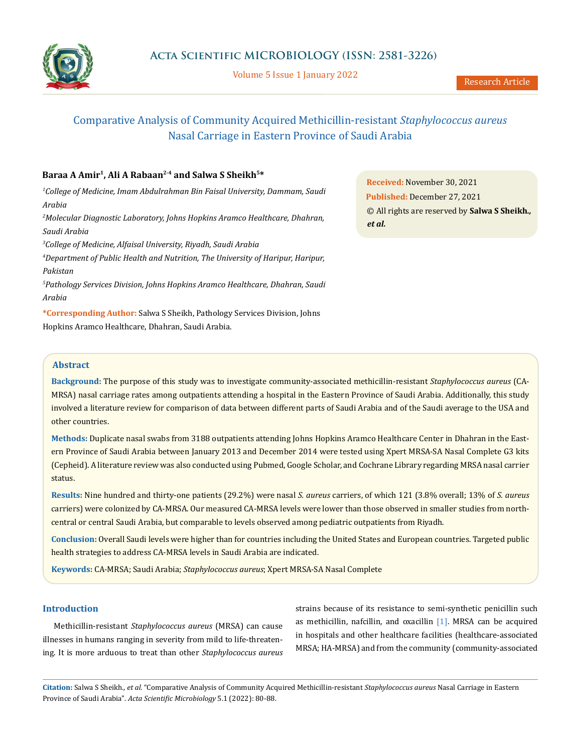# Comparative Analysis of Community Acquired Methicillin-resistant *Staphylococcus aureus* Nasal Carriage in Eastern Province of Saudi Arabia

**Research Article**

**Baraa A Amir[1], Ali A Rabaan[2-4] and Salwa S Sheikh[5]***

[1]*College of Medicine, Imam Abdulrahman Bin Faisal University, Dammam, Saudi Arabia*

[2]*Molecular Diagnostic Laboratory, Johns Hopkins Aramco Healthcare, Dhahran, Saudi Arabia*

[3]*College of Medicine, Alfaisal University, Riyadh, Saudi Arabia*

[4]*Department of Public Health and Nutrition, The University of Haripur, Haripur, Pakistan*

[5]*Pathology Services Division, Johns Hopkins Aramco Healthcare, Dhahran, Saudi Arabia*

***Corresponding Author:** Salwa S Sheikh, Pathology Services Division, Johns Hopkins Aramco Healthcare, Dhahran, Saudi Arabia.

**Received:** November 30, 2021

**Published:** December 27, 2021

© All rights are reserved by **Salwa S Sheikh., *et al.***

## Abstract

**Background:** The purpose of this study was to investigate community-associated methicillin-resistant *Staphylococcus aureus* (CA-MRSA) nasal carriage rates among outpatients attending a hospital in the Eastern Province of Saudi Arabia. Additionally, this study involved a literature review for comparison of data between different parts of Saudi Arabia and of the Saudi average to the USA and other countries.

**Methods:** Duplicate nasal swabs from 3188 outpatients attending Johns Hopkins Aramco Healthcare Center in Dhahran in the Eastern Province of Saudi Arabia between January 2013 and December 2014 were tested using Xpert MRSA-SA Nasal Complete G3 kits (Cepheid). A literature review was also conducted using Pubmed, Google Scholar, and Cochrane Library regarding MRSA nasal carrier status.

**Results:** Nine hundred and thirty-one patients (29.2%) were nasal *S. aureus* carriers, of which 121 (3.8% overall; 13% of *S. aureus* carriers) were colonized by CA-MRSA. Our measured CA-MRSA levels were lower than those observed in smaller studies from north-central or central Saudi Arabia, but comparable to levels observed among pediatric outpatients from Riyadh.

**Conclusion:** Overall Saudi levels were higher than for countries including the United States and European countries. Targeted public health strategies to address CA-MRSA levels in Saudi Arabia are indicated.

**Keywords:** CA-MRSA; Saudi Arabia; *Staphylococcus aureus*; Xpert MRSA-SA Nasal Complete

## Introduction

Methicillin-resistant *Staphylococcus aureus* (MRSA) can cause illnesses in humans ranging in severity from mild to life-threatening. It is more arduous to treat than other *Staphylococcus aureus* strains because of its resistance to semi-synthetic penicillin such as methicillin, nafcillin, and oxacillin [1]. MRSA can be acquired in hospitals and other healthcare facilities (healthcare-associated MRSA; HA-MRSA) and from the community (community-associated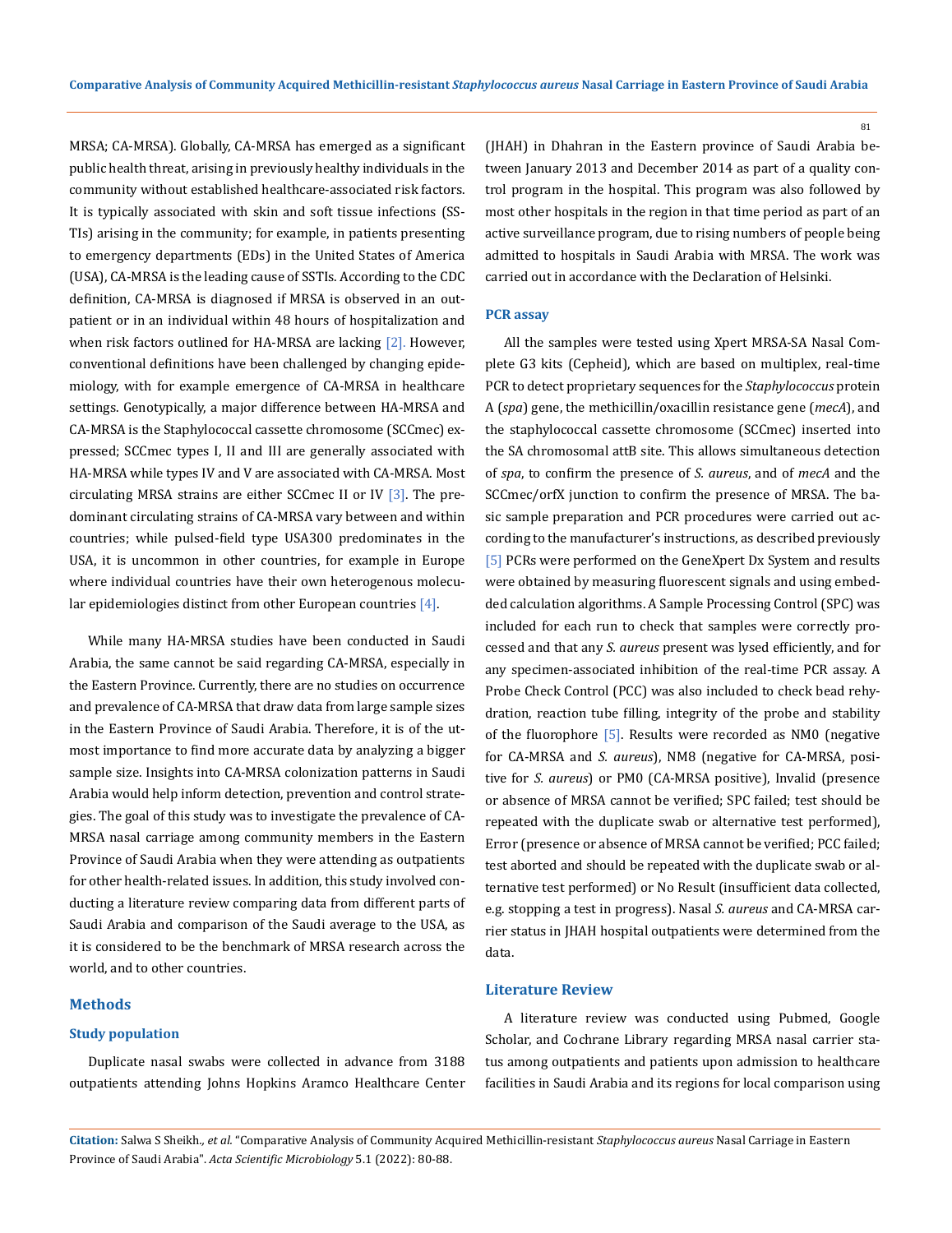MRSA; CA-MRSA). Globally, CA-MRSA has emerged as a significant public health threat, arising in previously healthy individuals in the community without established healthcare-associated risk factors. It is typically associated with skin and soft tissue infections (SSTIs) arising in the community; for example, in patients presenting to emergency departments (EDs) in the United States of America (USA), CA-MRSA is the leading cause of SSTIs. According to the CDC definition, CA-MRSA is diagnosed if MRSA is observed in an outpatient or in an individual within 48 hours of hospitalization and when risk factors outlined for HA-MRSA are lacking [2]. However, conventional definitions have been challenged by changing epidemiology, with for example emergence of CA-MRSA in healthcare settings. Genotypically, a major difference between HA-MRSA and CA-MRSA is the Staphylococcal cassette chromosome (SCCmec) expressed; SCCmec types I, II and III are generally associated with HA-MRSA while types IV and V are associated with CA-MRSA. Most circulating MRSA strains are either SCCmec II or IV [3]. The predominant circulating strains of CA-MRSA vary between and within countries; while pulsed-field type USA300 predominates in the USA, it is uncommon in other countries, for example in Europe where individual countries have their own heterogenous molecular epidemiologies distinct from other European countries [4].

While many HA-MRSA studies have been conducted in Saudi Arabia, the same cannot be said regarding CA-MRSA, especially in the Eastern Province. Currently, there are no studies on occurrence and prevalence of CA-MRSA that draw data from large sample sizes in the Eastern Province of Saudi Arabia. Therefore, it is of the utmost importance to find more accurate data by analyzing a bigger sample size. Insights into CA-MRSA colonization patterns in Saudi Arabia would help inform detection, prevention and control strategies. The goal of this study was to investigate the prevalence of CA-MRSA nasal carriage among community members in the Eastern Province of Saudi Arabia when they were attending as outpatients for other health-related issues. In addition, this study involved conducting a literature review comparing data from different parts of Saudi Arabia and comparison of the Saudi average to the USA, as it is considered to be the benchmark of MRSA research across the world, and to other countries.

## Methods

### Study population

Duplicate nasal swabs were collected in advance from 3188 outpatients attending Johns Hopkins Aramco Healthcare Center (JHAH) in Dhahran in the Eastern province of Saudi Arabia between January 2013 and December 2014 as part of a quality control program in the hospital. This program was also followed by most other hospitals in the region in that time period as part of an active surveillance program, due to rising numbers of people being admitted to hospitals in Saudi Arabia with MRSA. The work was carried out in accordance with the Declaration of Helsinki.

### PCR assay

All the samples were tested using Xpert MRSA-SA Nasal Complete G3 kits (Cepheid), which are based on multiplex, real-time PCR to detect proprietary sequences for the *Staphylococcus* protein A (*spa*) gene, the methicillin/oxacillin resistance gene (*mecA*), and the staphylococcal cassette chromosome (SCCmec) inserted into the SA chromosomal attB site. This allows simultaneous detection of *spa*, to confirm the presence of *S. aureus*, and of *mecA* and the SCCmec/orfX junction to confirm the presence of MRSA. The basic sample preparation and PCR procedures were carried out according to the manufacturer's instructions, as described previously [5] PCRs were performed on the GeneXpert Dx System and results were obtained by measuring fluorescent signals and using embedded calculation algorithms. A Sample Processing Control (SPC) was included for each run to check that samples were correctly processed and that any *S. aureus* present was lysed efficiently, and for any specimen-associated inhibition of the real-time PCR assay. A Probe Check Control (PCC) was also included to check bead rehydration, reaction tube filling, integrity of the probe and stability of the fluorophore [5]. Results were recorded as NM0 (negative for CA-MRSA and *S. aureus*), NM8 (negative for CA-MRSA, positive for *S. aureus*) or PM0 (CA-MRSA positive), Invalid (presence or absence of MRSA cannot be verified; SPC failed; test should be repeated with the duplicate swab or alternative test performed), Error (presence or absence of MRSA cannot be verified; PCC failed; test aborted and should be repeated with the duplicate swab or alternative test performed) or No Result (insufficient data collected, e.g. stopping a test in progress). Nasal *S. aureus* and CA-MRSA carrier status in JHAH hospital outpatients were determined from the data.

## Literature Review

A literature review was conducted using Pubmed, Google Scholar, and Cochrane Library regarding MRSA nasal carrier status among outpatients and patients upon admission to healthcare facilities in Saudi Arabia and its regions for local comparison using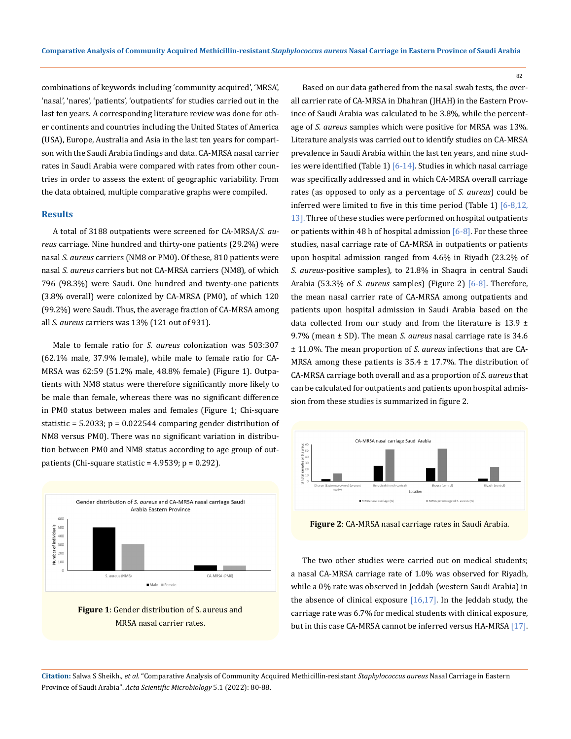combinations of keywords including 'community acquired', 'MRSA', 'nasal', 'nares', 'patients', 'outpatients' for studies carried out in the last ten years. A corresponding literature review was done for other continents and countries including the United States of America (USA), Europe, Australia and Asia in the last ten years for comparison with the Saudi Arabia findings and data. CA-MRSA nasal carrier rates in Saudi Arabia were compared with rates from other countries in order to assess the extent of geographic variability. From the data obtained, multiple comparative graphs were compiled.

## Results

A total of 3188 outpatients were screened for CA-MRSA/*S. aureus* carriage. Nine hundred and thirty-one patients (29.2%) were nasal *S. aureus* carriers (NM8 or PM0). Of these, 810 patients were nasal *S. aureus* carriers but not CA-MRSA carriers (NM8), of which 796 (98.3%) were Saudi. One hundred and twenty-one patients (3.8% overall) were colonized by CA-MRSA (PM0), of which 120 (99.2%) were Saudi. Thus, the average fraction of CA-MRSA among all *S. aureus* carriers was 13% (121 out of 931).

Male to female ratio for *S. aureus* colonization was 503:307 (62.1% male, 37.9% female), while male to female ratio for CA-MRSA was 62:59 (51.2% male, 48.8% female) (Figure 1). Outpatients with NM8 status were therefore significantly more likely to be male than female, whereas there was no significant difference in PM0 status between males and females (Figure 1; Chi-square statistic = 5.2033; p = 0.022544 comparing gender distribution of NM8 versus PM0). There was no significant variation in distribution between PM0 and NM8 status according to age group of outpatients (Chi-square statistic = 4.9539; p = 0.292).

**Figure 1**: Gender distribution of S. aureus and MRSA nasal carrier rates.

Based on our data gathered from the nasal swab tests, the overall carrier rate of CA-MRSA in Dhahran (JHAH) in the Eastern Province of Saudi Arabia was calculated to be 3.8%, while the percentage of *S. aureus* samples which were positive for MRSA was 13%. Literature analysis was carried out to identify studies on CA-MRSA prevalence in Saudi Arabia within the last ten years, and nine studies were identified (Table 1) [6-14]. Studies in which nasal carriage was specifically addressed and in which CA-MRSA overall carriage rates (as opposed to only as a percentage of *S. aureus*) could be inferred were limited to five in this time period (Table 1) [6-8,12, 13]. Three of these studies were performed on hospital outpatients or patients within 48 h of hospital admission [6-8]. For these three studies, nasal carriage rate of CA-MRSA in outpatients or patients upon hospital admission ranged from 4.6% in Riyadh (23.2% of *S. aureus*-positive samples), to 21.8% in Shaqra in central Saudi Arabia (53.3% of *S. aureus* samples) (Figure 2) [6-8]. Therefore, the mean nasal carrier rate of CA-MRSA among outpatients and patients upon hospital admission in Saudi Arabia based on the data collected from our study and from the literature is 13.9 ± 9.7% (mean ± SD). The mean *S. aureus* nasal carriage rate is 34.6 ± 11.0%. The mean proportion of *S. aureus* infections that are CA-MRSA among these patients is 35.4 ± 17.7%. The distribution of CA-MRSA carriage both overall and as a proportion of *S. aureus* that can be calculated for outpatients and patients upon hospital admission from these studies is summarized in figure 2.

**Figure 2**: CA-MRSA nasal carriage rates in Saudi Arabia.

The two other studies were carried out on medical students; a nasal CA-MRSA carriage rate of 1.0% was observed for Riyadh, while a 0% rate was observed in Jeddah (western Saudi Arabia) in the absence of clinical exposure [16,17]. In the Jeddah study, the carriage rate was 6.7% for medical students with clinical exposure, but in this case CA-MRSA cannot be inferred versus HA-MRSA [17].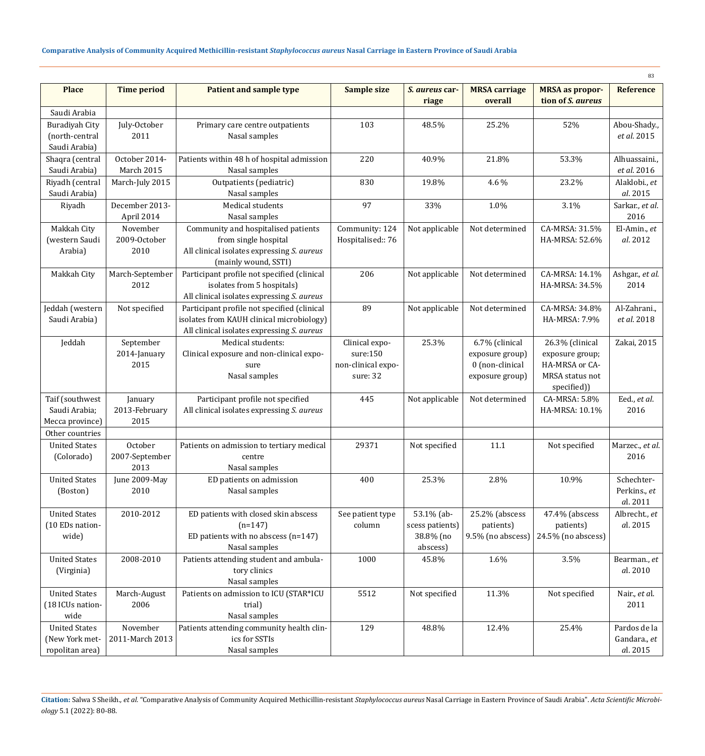| Place | Time period | Patient and sample type | Sample size | *S. aureus* carriage | MRSA carriage overall | MRSA as proportion of *S. aureus* | Reference |
|---|---|---|---|---|---|---|---|
| Saudi Arabia | | | | | | | |
| Buradiyah City (north-central Saudi Arabia) | July-October 2011 | Primary care centre outpatients Nasal samples | 103 | 48.5% | 25.2% | 52% | Abou-Shady., *et al.* 2015 |
| Shaqra (central Saudi Arabia) | October 2014-March 2015 | Patients within 48 h of hospital admission Nasal samples | 220 | 40.9% | 21.8% | 53.3% | Alhuassaini., *et al.* 2016 |
| Riyadh (central Saudi Arabia) | March-July 2015 | Outpatients (pediatric) Nasal samples | 830 | 19.8% | 4.6 % | 23.2% | Alaklobi., *et al.* 2015 |
| Riyadh | December 2013-April 2014 | Medical students Nasal samples | 97 | 33% | 1.0% | 3.1% | Sarkar., *et al.* 2016 |
| Makkah City (western Saudi Arabia) | November 2009-October 2010 | Community and hospitalised patients from single hospital All clinical isolates expressing *S. aureus* (mainly wound, SSTI) | Community: 124 Hospitalised:: 76 | Not applicable | Not determined | CA-MRSA: 31.5% HA-MRSA: 52.6% | El-Amin., *et al.* 2012 |
| Makkah City | March-September 2012 | Participant profile not specified (clinical isolates from 5 hospitals) All clinical isolates expressing *S. aureus* | 206 | Not applicable | Not determined | CA-MRSA: 14.1% HA-MRSA: 34.5% | Ashgar., *et al.* 2014 |
| Jeddah (western Saudi Arabia) | Not specified | Participant profile not specified (clinical isolates from KAUH clinical microbiology) All clinical isolates expressing *S. aureus* | 89 | Not applicable | Not determined | CA-MRSA: 34.8% HA-MRSA: 7.9% | Al-Zahrani., *et al.* 2018 |
| Jeddah | September 2014-January 2015 | Medical students: Clinical exposure and non-clinical exposure Nasal samples | Clinical exposure:150 non-clinical exposure: 32 | 25.3% | 6.7% (clinical exposure group) 0 (non-clinical exposure group) | 26.3% (clinical exposure group; HA-MRSA or CA-MRSA status not specified)) | Zakai, 2015 |
| Taif (southwest Saudi Arabia; Mecca province) | January 2013-February 2015 | Participant profile not specified All clinical isolates expressing *S. aureus* | 445 | Not applicable | Not determined | CA-MRSA: 5.8% HA-MRSA: 10.1% | Eed., *et al.* 2016 |
| Other countries | | | | | | | |
| United States (Colorado) | October 2007-September 2013 | Patients on admission to tertiary medical centre Nasal samples | 29371 | Not specified | 11.1 | Not specified | Marzec., *et al.* 2016 |
| United States (Boston) | June 2009-May 2010 | ED patients on admission Nasal samples | 400 | 25.3% | 2.8% | 10.9% | Schechter-Perkins., *et al.* 2011 |
| United States (10 EDs nationwide) | 2010-2012 | ED patients with closed skin abscess (n=147) ED patients with no abscess (n=147) Nasal samples | See patient type column | 53.1% (abscess patients) 38.8% (no abscess) | 25.2% (abscess patients) 9.5% (no abscess) | 47.4% (abscess patients) 24.5% (no abscess) | Albrecht., *et al.* 2015 |
| United States (Virginia) | 2008-2010 | Patients attending student and ambulatory clinics Nasal samples | 1000 | 45.8% | 1.6% | 3.5% | Bearman., *et al.* 2010 |
| United States (18 ICUs nationwide) | March-August 2006 | Patients on admission to ICU (STAR*ICU trial) Nasal samples | 5512 | Not specified | 11.3% | Not specified | Nair., *et al.* 2011 |
| United States (New York metropolitan area) | November 2011-March 2013 | Patients attending community health clinics for SSTIs Nasal samples | 129 | 48.8% | 12.4% | 25.4% | Pardos de la Gandara., *et al.* 2015 |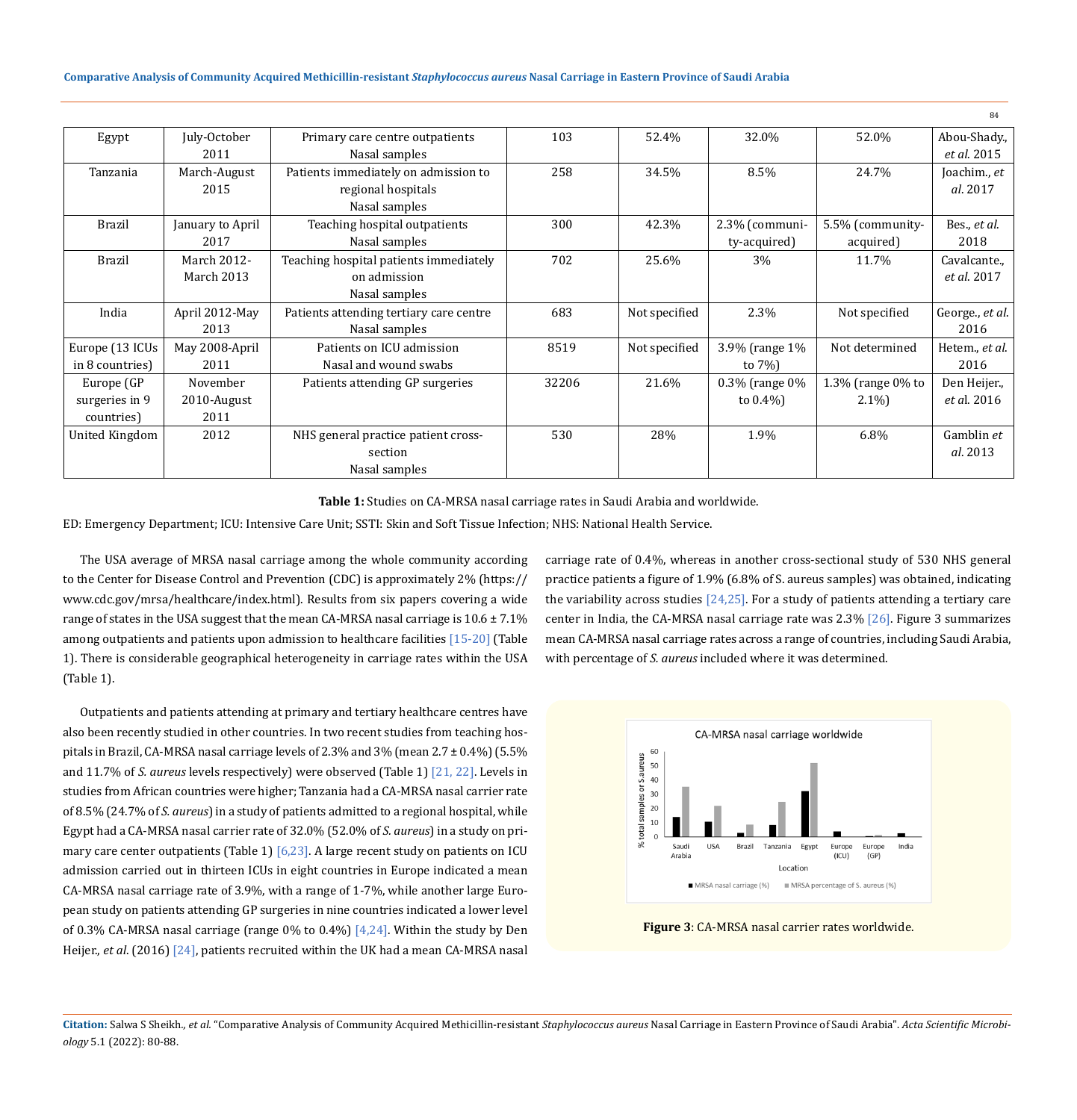| Egypt | July-October 2011 | Primary care centre outpatients Nasal samples | 103 | 52.4% | 32.0% | 52.0% | Abou-Shady., *et al.* 2015 |
|---|---|---|---|---|---|---|---|
| Tanzania | March-August 2015 | Patients immediately on admission to regional hospitals Nasal samples | 258 | 34.5% | 8.5% | 24.7% | Joachim., *et al.* 2017 |
| Brazil | January to April 2017 | Teaching hospital outpatients Nasal samples | 300 | 42.3% | 2.3% (community-acquired) | 5.5% (community-acquired) | Bes., *et al.* 2018 |
| Brazil | March 2012-March 2013 | Teaching hospital patients immediately on admission Nasal samples | 702 | 25.6% | 3% | 11.7% | Cavalcante., *et al.* 2017 |
| India | April 2012-May 2013 | Patients attending tertiary care centre Nasal samples | 683 | Not specified | 2.3% | Not specified | George., *et al.* 2016 |
| Europe (13 ICUs in 8 countries) | May 2008-April 2011 | Patients on ICU admission Nasal and wound swabs | 8519 | Not specified | 3.9% (range 1% to 7%) | Not determined | Hetem., *et al.* 2016 |
| Europe (GP surgeries in 9 countries) | November 2010-August 2011 | Patients attending GP surgeries | 32206 | 21.6% | 0.3% (range 0% to 0.4%) | 1.3% (range 0% to 2.1%) | Den Heijer., *et a*l. 2016 |
| United Kingdom | 2012 | NHS general practice patient cross-section Nasal samples | 530 | 28% | 1.9% | 6.8% | Gamblin *et al.* 2013 |

**Table 1:** Studies on CA-MRSA nasal carriage rates in Saudi Arabia and worldwide.

ED: Emergency Department; ICU: Intensive Care Unit; SSTI: Skin and Soft Tissue Infection; NHS: National Health Service.

The USA average of MRSA nasal carriage among the whole community according to the Center for Disease Control and Prevention (CDC) is approximately 2% (https://www.cdc.gov/mrsa/healthcare/index.html). Results from six papers covering a wide range of states in the USA suggest that the mean CA-MRSA nasal carriage is 10.6 ± 7.1% among outpatients and patients upon admission to healthcare facilities [15-20] (Table 1). There is considerable geographical heterogeneity in carriage rates within the USA (Table 1).

Outpatients and patients attending at primary and tertiary healthcare centres have also been recently studied in other countries. In two recent studies from teaching hospitals in Brazil, CA-MRSA nasal carriage levels of 2.3% and 3% (mean 2.7 ± 0.4%) (5.5% and 11.7% of *S. aureus* levels respectively) were observed (Table 1) [21, 22]. Levels in studies from African countries were higher; Tanzania had a CA-MRSA nasal carrier rate of 8.5% (24.7% of *S. aureus*) in a study of patients admitted to a regional hospital, while Egypt had a CA-MRSA nasal carrier rate of 32.0% (52.0% of *S. aureus*) in a study on primary care center outpatients (Table 1) [6,23]. A large recent study on patients on ICU admission carried out in thirteen ICUs in eight countries in Europe indicated a mean CA-MRSA nasal carriage rate of 3.9%, with a range of 1-7%, while another large European study on patients attending GP surgeries in nine countries indicated a lower level of 0.3% CA-MRSA nasal carriage (range 0% to 0.4%) [4,24]. Within the study by Den Heijer., *et al*. (2016) [24], patients recruited within the UK had a mean CA-MRSA nasal carriage rate of 0.4%, whereas in another cross-sectional study of 530 NHS general practice patients a figure of 1.9% (6.8% of S. aureus samples) was obtained, indicating the variability across studies [24,25]. For a study of patients attending a tertiary care center in India, the CA-MRSA nasal carriage rate was 2.3% [26]. Figure 3 summarizes mean CA-MRSA nasal carriage rates across a range of countries, including Saudi Arabia, with percentage of *S. aureus* included where it was determined.

**Figure 3**: CA-MRSA nasal carrier rates worldwide.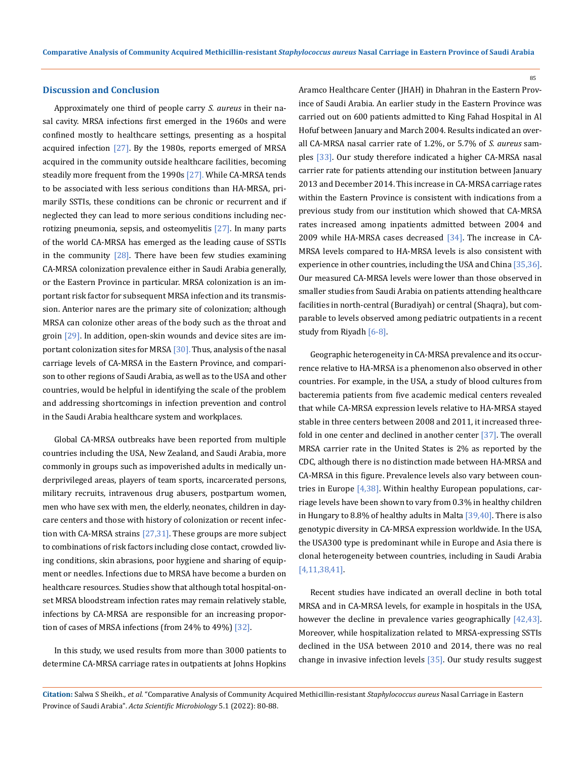## Discussion and Conclusion

Approximately one third of people carry *S. aureus* in their nasal cavity. MRSA infections first emerged in the 1960s and were confined mostly to healthcare settings, presenting as a hospital acquired infection [27]. By the 1980s, reports emerged of MRSA acquired in the community outside healthcare facilities, becoming steadily more frequent from the 1990s [27]. While CA-MRSA tends to be associated with less serious conditions than HA-MRSA, primarily SSTIs, these conditions can be chronic or recurrent and if neglected they can lead to more serious conditions including necrotizing pneumonia, sepsis, and osteomyelitis [27]. In many parts of the world CA-MRSA has emerged as the leading cause of SSTIs in the community [28]. There have been few studies examining CA-MRSA colonization prevalence either in Saudi Arabia generally, or the Eastern Province in particular. MRSA colonization is an important risk factor for subsequent MRSA infection and its transmission. Anterior nares are the primary site of colonization; although MRSA can colonize other areas of the body such as the throat and groin [29]. In addition, open-skin wounds and device sites are important colonization sites for MRSA [30]. Thus, analysis of the nasal carriage levels of CA-MRSA in the Eastern Province, and comparison to other regions of Saudi Arabia, as well as to the USA and other countries, would be helpful in identifying the scale of the problem and addressing shortcomings in infection prevention and control in the Saudi Arabia healthcare system and workplaces.

Global CA-MRSA outbreaks have been reported from multiple countries including the USA, New Zealand, and Saudi Arabia, more commonly in groups such as impoverished adults in medically underprivileged areas, players of team sports, incarcerated persons, military recruits, intravenous drug abusers, postpartum women, men who have sex with men, the elderly, neonates, children in daycare centers and those with history of colonization or recent infection with CA-MRSA strains [27,31]. These groups are more subject to combinations of risk factors including close contact, crowded living conditions, skin abrasions, poor hygiene and sharing of equipment or needles. Infections due to MRSA have become a burden on healthcare resources. Studies show that although total hospital-onset MRSA bloodstream infection rates may remain relatively stable, infections by CA-MRSA are responsible for an increasing proportion of cases of MRSA infections (from 24% to 49%) [32].

In this study, we used results from more than 3000 patients to determine CA-MRSA carriage rates in outpatients at Johns Hopkins Aramco Healthcare Center (JHAH) in Dhahran in the Eastern Province of Saudi Arabia. An earlier study in the Eastern Province was carried out on 600 patients admitted to King Fahad Hospital in Al Hofuf between January and March 2004. Results indicated an overall CA-MRSA nasal carrier rate of 1.2%, or 5.7% of *S. aureus* samples [33]. Our study therefore indicated a higher CA-MRSA nasal carrier rate for patients attending our institution between January 2013 and December 2014. This increase in CA-MRSA carriage rates within the Eastern Province is consistent with indications from a previous study from our institution which showed that CA-MRSA rates increased among inpatients admitted between 2004 and 2009 while HA-MRSA cases decreased [34]. The increase in CA-MRSA levels compared to HA-MRSA levels is also consistent with experience in other countries, including the USA and China [35,36]. Our measured CA-MRSA levels were lower than those observed in smaller studies from Saudi Arabia on patients attending healthcare facilities in north-central (Buradiyah) or central (Shaqra), but comparable to levels observed among pediatric outpatients in a recent study from Riyadh [6-8].

Geographic heterogeneity in CA-MRSA prevalence and its occurrence relative to HA-MRSA is a phenomenon also observed in other countries. For example, in the USA, a study of blood cultures from bacteremia patients from five academic medical centers revealed that while CA-MRSA expression levels relative to HA-MRSA stayed stable in three centers between 2008 and 2011, it increased threefold in one center and declined in another center [37]. The overall MRSA carrier rate in the United States is 2% as reported by the CDC, although there is no distinction made between HA-MRSA and CA-MRSA in this figure. Prevalence levels also vary between countries in Europe [4,38]. Within healthy European populations, carriage levels have been shown to vary from 0.3% in healthy children in Hungary to 8.8% of healthy adults in Malta [39,40]. There is also genotypic diversity in CA-MRSA expression worldwide. In the USA, the USA300 type is predominant while in Europe and Asia there is clonal heterogeneity between countries, including in Saudi Arabia [4,11,38,41].

Recent studies have indicated an overall decline in both total MRSA and in CA-MRSA levels, for example in hospitals in the USA, however the decline in prevalence varies geographically [42,43]. Moreover, while hospitalization related to MRSA-expressing SSTIs declined in the USA between 2010 and 2014, there was no real change in invasive infection levels [35]. Our study results suggest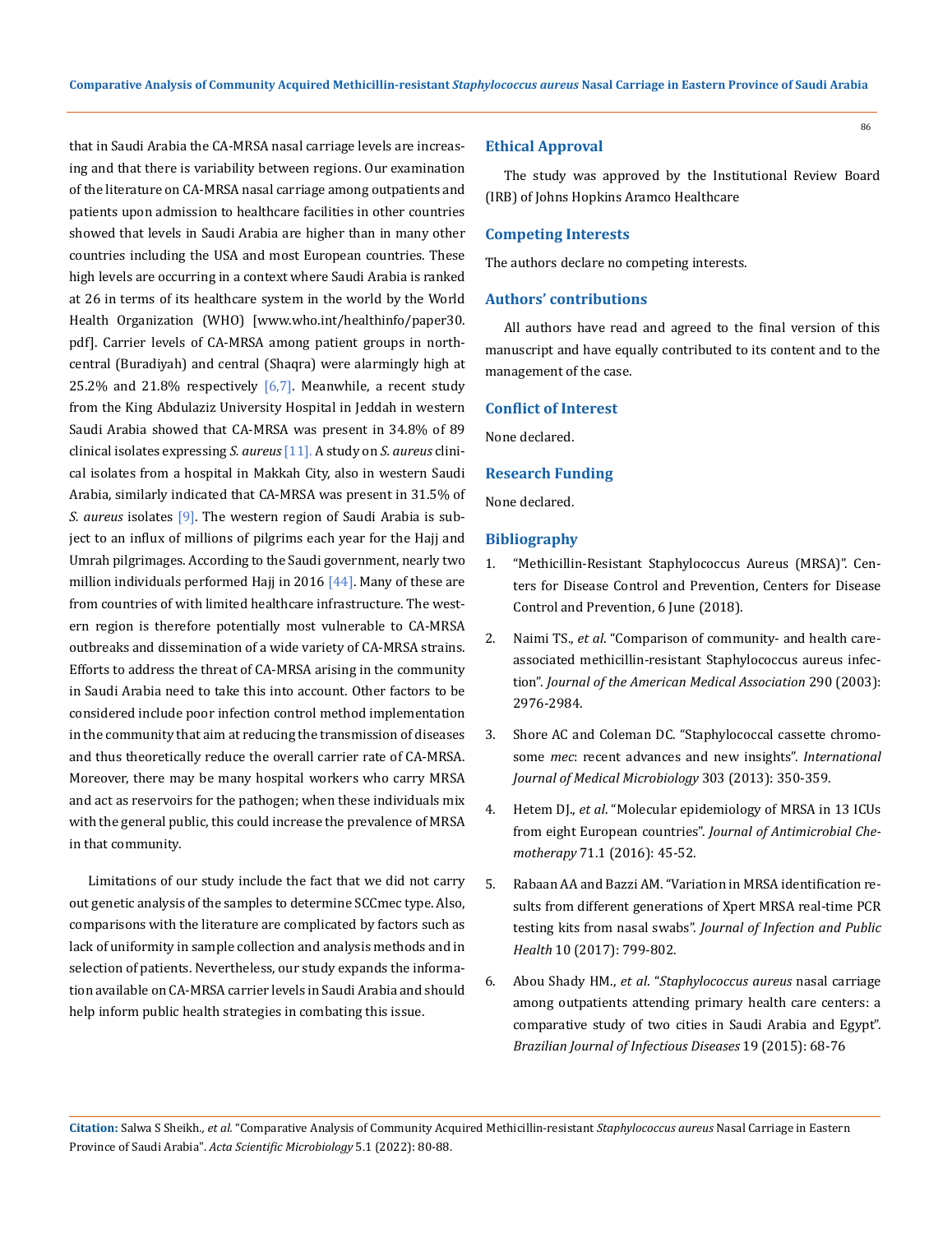that in Saudi Arabia the CA-MRSA nasal carriage levels are increasing and that there is variability between regions. Our examination of the literature on CA-MRSA nasal carriage among outpatients and patients upon admission to healthcare facilities in other countries showed that levels in Saudi Arabia are higher than in many other countries including the USA and most European countries. These high levels are occurring in a context where Saudi Arabia is ranked at 26 in terms of its healthcare system in the world by the World Health Organization (WHO) [www.who.int/healthinfo/paper30.pdf]. Carrier levels of CA-MRSA among patient groups in north-central (Buradiyah) and central (Shaqra) were alarmingly high at 25.2% and 21.8% respectively [6,7]. Meanwhile, a recent study from the King Abdulaziz University Hospital in Jeddah in western Saudi Arabia showed that CA-MRSA was present in 34.8% of 89 clinical isolates expressing *S. aureus* [11]. A study on *S. aureus* clinical isolates from a hospital in Makkah City, also in western Saudi Arabia, similarly indicated that CA-MRSA was present in 31.5% of *S. aureus* isolates [9]. The western region of Saudi Arabia is subject to an influx of millions of pilgrims each year for the Hajj and Umrah pilgrimages. According to the Saudi government, nearly two million individuals performed Hajj in 2016 [44]. Many of these are from countries of with limited healthcare infrastructure. The western region is therefore potentially most vulnerable to CA-MRSA outbreaks and dissemination of a wide variety of CA-MRSA strains. Efforts to address the threat of CA-MRSA arising in the community in Saudi Arabia need to take this into account. Other factors to be considered include poor infection control method implementation in the community that aim at reducing the transmission of diseases and thus theoretically reduce the overall carrier rate of CA-MRSA. Moreover, there may be many hospital workers who carry MRSA and act as reservoirs for the pathogen; when these individuals mix with the general public, this could increase the prevalence of MRSA in that community.

Limitations of our study include the fact that we did not carry out genetic analysis of the samples to determine SCCmec type. Also, comparisons with the literature are complicated by factors such as lack of uniformity in sample collection and analysis methods and in selection of patients. Nevertheless, our study expands the information available on CA-MRSA carrier levels in Saudi Arabia and should help inform public health strategies in combating this issue.

## Ethical Approval

The study was approved by the Institutional Review Board (IRB) of Johns Hopkins Aramco Healthcare

## Competing Interests

The authors declare no competing interests.

## Authors' contributions

All authors have read and agreed to the final version of this manuscript and have equally contributed to its content and to the management of the case.

## Conflict of Interest

None declared.

## Research Funding

None declared.

## Bibliography

1. "Methicillin-Resistant Staphylococcus Aureus (MRSA)". Centers for Disease Control and Prevention, Centers for Disease Control and Prevention, 6 June (2018).
2. Naimi TS., *et al*. "Comparison of community- and health care-associated methicillin-resistant Staphylococcus aureus infection". *Journal of the American Medical Association* 290 (2003): 2976-2984.
3. Shore AC and Coleman DC. "Staphylococcal cassette chromosome *mec*: recent advances and new insights". *International Journal of Medical Microbiology* 303 (2013): 350-359.
4. Hetem DJ., *et al*. "Molecular epidemiology of MRSA in 13 ICUs from eight European countries". *Journal of Antimicrobial Chemotherapy* 71.1 (2016): 45-52.
5. Rabaan AA and Bazzi AM. "Variation in MRSA identification results from different generations of Xpert MRSA real-time PCR testing kits from nasal swabs". *Journal of Infection and Public Health* 10 (2017): 799-802.
6. Abou Shady HM., *et al*. "*Staphylococcus aureus* nasal carriage among outpatients attending primary health care centers: a comparative study of two cities in Saudi Arabia and Egypt". *Brazilian Journal of Infectious Diseases* 19 (2015): 68-76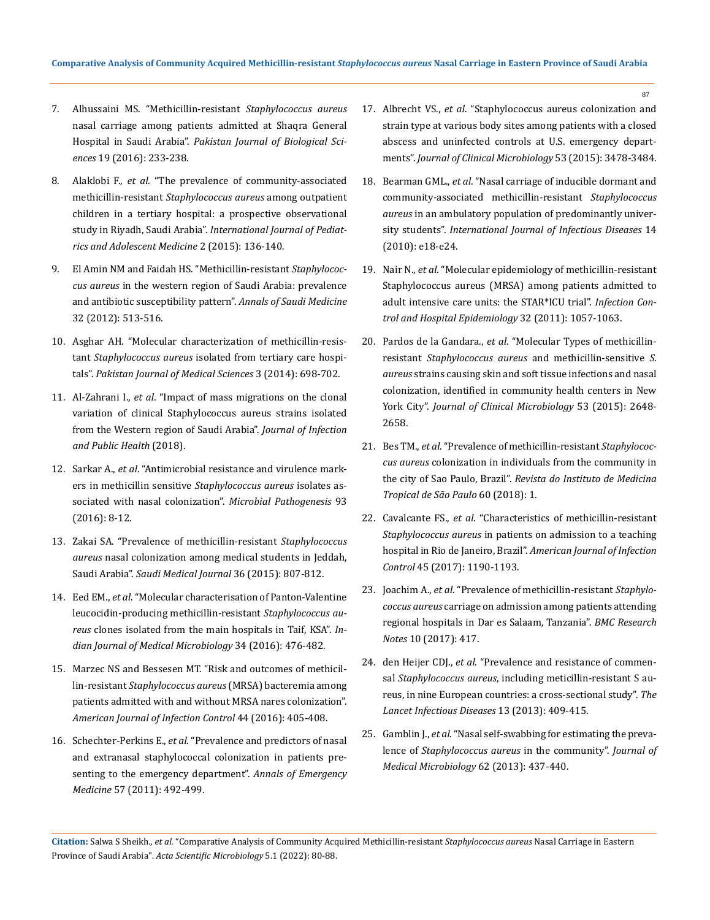7. Alhussaini MS. "Methicillin-resistant *Staphylococcus aureus* nasal carriage among patients admitted at Shaqra General Hospital in Saudi Arabia". *Pakistan Journal of Biological Sciences* 19 (2016): 233-238.

8. Alaklobi F., *et al.* "The prevalence of community-associated methicillin-resistant *Staphylococcus aureus* among outpatient children in a tertiary hospital: a prospective observational study in Riyadh, Saudi Arabia". *International Journal of Pediatrics and Adolescent Medicine* 2 (2015): 136-140.

9. El Amin NM and Faidah HS. "Methicillin-resistant *Staphylococcus aureus* in the western region of Saudi Arabia: prevalence and antibiotic susceptibility pattern". *Annals of Saudi Medicine* 32 (2012): 513-516.

10. Asghar AH. "Molecular characterization of methicillin-resistant *Staphylococcus aureus* isolated from tertiary care hospitals". *Pakistan Journal of Medical Sciences* 3 (2014): 698-702.

11. Al-Zahrani I., *et al.* "Impact of mass migrations on the clonal variation of clinical Staphylococcus aureus strains isolated from the Western region of Saudi Arabia". *Journal of Infection and Public Health* (2018).

12. Sarkar A., *et al.* "Antimicrobial resistance and virulence markers in methicillin sensitive *Staphylococcus aureus* isolates associated with nasal colonization". *Microbial Pathogenesis* 93 (2016): 8-12.

13. Zakai SA. "Prevalence of methicillin-resistant *Staphylococcus aureus* nasal colonization among medical students in Jeddah, Saudi Arabia". *Saudi Medical Journal* 36 (2015): 807-812.

14. Eed EM., *et al.* "Molecular characterisation of Panton-Valentine leucocidin-producing methicillin-resistant *Staphylococcus aureus* clones isolated from the main hospitals in Taif, KSA". *Indian Journal of Medical Microbiology* 34 (2016): 476-482.

15. Marzec NS and Bessesen MT. "Risk and outcomes of methicillin-resistant *Staphylococcus aureus* (MRSA) bacteremia among patients admitted with and without MRSA nares colonization". *American Journal of Infection Control* 44 (2016): 405-408.

16. Schechter-Perkins E., *et al.* "Prevalence and predictors of nasal and extranasal staphylococcal colonization in patients presenting to the emergency department". *Annals of Emergency Medicine* 57 (2011): 492-499.

17. Albrecht VS., *et al.* "Staphylococcus aureus colonization and strain type at various body sites among patients with a closed abscess and uninfected controls at U.S. emergency departments". *Journal of Clinical Microbiology* 53 (2015): 3478-3484.

18. Bearman GML., *et al.* "Nasal carriage of inducible dormant and community-associated methicillin-resistant *Staphylococcus aureus* in an ambulatory population of predominantly university students". *International Journal of Infectious Diseases* 14 (2010): e18-e24.

19. Nair N., *et al.* "Molecular epidemiology of methicillin-resistant Staphylococcus aureus (MRSA) among patients admitted to adult intensive care units: the STAR*ICU trial". *Infection Control and Hospital Epidemiology* 32 (2011): 1057-1063.

20. Pardos de la Gandara., *et al.* "Molecular Types of methicillin-resistant *Staphylococcus aureus* and methicillin-sensitive *S. aureus* strains causing skin and soft tissue infections and nasal colonization, identified in community health centers in New York City". *Journal of Clinical Microbiology* 53 (2015): 2648-2658.

21. Bes TM., *et al.* "Prevalence of methicillin-resistant *Staphylococcus aureus* colonization in individuals from the community in the city of Sao Paulo, Brazil". *Revista do Instituto de Medicina Tropical de São Paulo* 60 (2018): 1.

22. Cavalcante FS., *et al.* "Characteristics of methicillin-resistant *Staphylococcus aureus* in patients on admission to a teaching hospital in Rio de Janeiro, Brazil". *American Journal of Infection Control* 45 (2017): 1190-1193.

23. Joachim A., *et al.* "Prevalence of methicillin-resistant *Staphylococcus aureus* carriage on admission among patients attending regional hospitals in Dar es Salaam, Tanzania". *BMC Research Notes* 10 (2017): 417.

24. den Heijer CDJ., *et al.* "Prevalence and resistance of commensal *Staphylococcus aureus*, including meticillin-resistant S aureus, in nine European countries: a cross-sectional study". *The Lancet Infectious Diseases* 13 (2013): 409-415.

25. Gamblin J., *et al.* "Nasal self-swabbing for estimating the prevalence of *Staphylococcus aureus* in the community". *Journal of Medical Microbiology* 62 (2013): 437-440.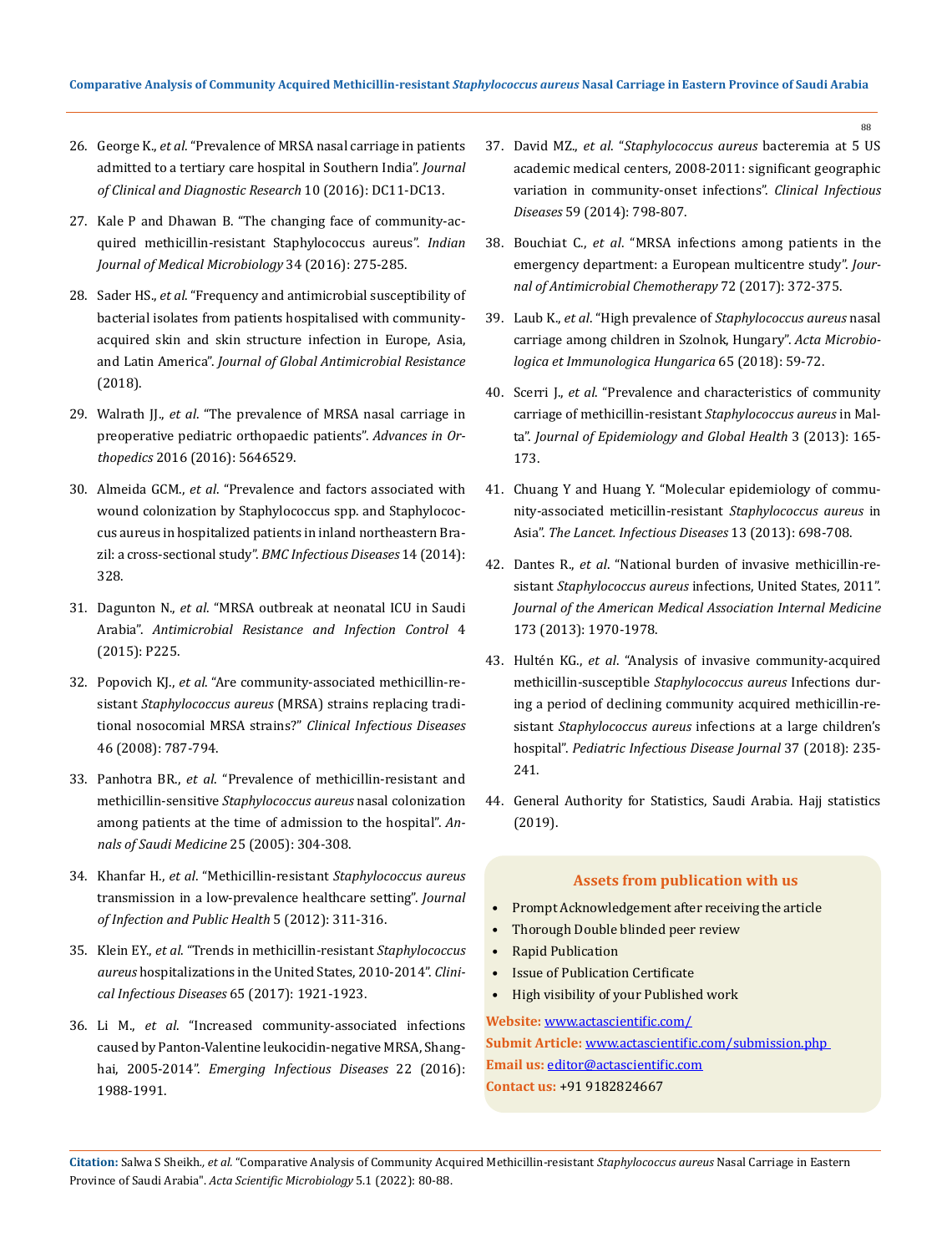26. George K., *et al*. "Prevalence of MRSA nasal carriage in patients admitted to a tertiary care hospital in Southern India". *Journal of Clinical and Diagnostic Research* 10 (2016): DC11-DC13.
27. Kale P and Dhawan B. "The changing face of community-acquired methicillin-resistant Staphylococcus aureus". *Indian Journal of Medical Microbiology* 34 (2016): 275-285.
28. Sader HS., *et al*. "Frequency and antimicrobial susceptibility of bacterial isolates from patients hospitalised with community-acquired skin and skin structure infection in Europe, Asia, and Latin America". *Journal of Global Antimicrobial Resistance* (2018).
29. Walrath JJ., *et al*. "The prevalence of MRSA nasal carriage in preoperative pediatric orthopaedic patients". *Advances in Orthopedics* 2016 (2016): 5646529.
30. Almeida GCM., *et al*. "Prevalence and factors associated with wound colonization by Staphylococcus spp. and Staphylococcus aureus in hospitalized patients in inland northeastern Brazil: a cross-sectional study". *BMC Infectious Diseases* 14 (2014): 328.
31. Dagunton N., *et al*. "MRSA outbreak at neonatal ICU in Saudi Arabia". *Antimicrobial Resistance and Infection Control* 4 (2015): P225.
32. Popovich KJ., *et al*. "Are community-associated methicillin-resistant *Staphylococcus aureus* (MRSA) strains replacing traditional nosocomial MRSA strains?" *Clinical Infectious Diseases* 46 (2008): 787-794.
33. Panhotra BR., *et al*. "Prevalence of methicillin-resistant and methicillin-sensitive *Staphylococcus aureus* nasal colonization among patients at the time of admission to the hospital". *Annals of Saudi Medicine* 25 (2005): 304-308.
34. Khanfar H., *et al*. "Methicillin-resistant *Staphylococcus aureus* transmission in a low-prevalence healthcare setting". *Journal of Infection and Public Health* 5 (2012): 311-316.
35. Klein EY., *et al*. "Trends in methicillin-resistant *Staphylococcus aureus* hospitalizations in the United States, 2010-2014". *Clinical Infectious Diseases* 65 (2017): 1921-1923.
36. Li M., *et al*. "Increased community-associated infections caused by Panton-Valentine leukocidin-negative MRSA, Shanghai, 2005-2014". *Emerging Infectious Diseases* 22 (2016): 1988-1991.
37. David MZ., *et al*. "*Staphylococcus aureus* bacteremia at 5 US academic medical centers, 2008-2011: significant geographic variation in community-onset infections". *Clinical Infectious Diseases* 59 (2014): 798-807.
38. Bouchiat C., *et al*. "MRSA infections among patients in the emergency department: a European multicentre study". *Journal of Antimicrobial Chemotherapy* 72 (2017): 372-375.
39. Laub K., *et al*. "High prevalence of *Staphylococcus aureus* nasal carriage among children in Szolnok, Hungary". *Acta Microbiologica et Immunologica Hungarica* 65 (2018): 59-72.
40. Scerri J., *et al*. "Prevalence and characteristics of community carriage of methicillin-resistant *Staphylococcus aureus* in Malta". *Journal of Epidemiology and Global Health* 3 (2013): 165-173.
41. Chuang Y and Huang Y. "Molecular epidemiology of community-associated meticillin-resistant *Staphylococcus aureus* in Asia". *The Lancet. Infectious Diseases* 13 (2013): 698-708.
42. Dantes R., *et al*. "National burden of invasive methicillin-resistant *Staphylococcus aureus* infections, United States, 2011". *Journal of the American Medical Association Internal Medicine* 173 (2013): 1970-1978.
43. Hultén KG., *et al*. "Analysis of invasive community-acquired methicillin-susceptible *Staphylococcus aureus* Infections during a period of declining community acquired methicillin-resistant *Staphylococcus aureus* infections at a large children's hospital". *Pediatric Infectious Disease Journal* 37 (2018): 235-241.
44. General Authority for Statistics, Saudi Arabia. Hajj statistics (2019).

**Assets from publication with us**

- Prompt Acknowledgement after receiving the article
- Thorough Double blinded peer review
- Rapid Publication
- Issue of Publication Certificate
- High visibility of your Published work

**Website:** www.actascientific.com/
**Submit Article:** www.actascientific.com/submission.php
**Email us:** editor@actascientific.com
**Contact us:** +91 9182824667